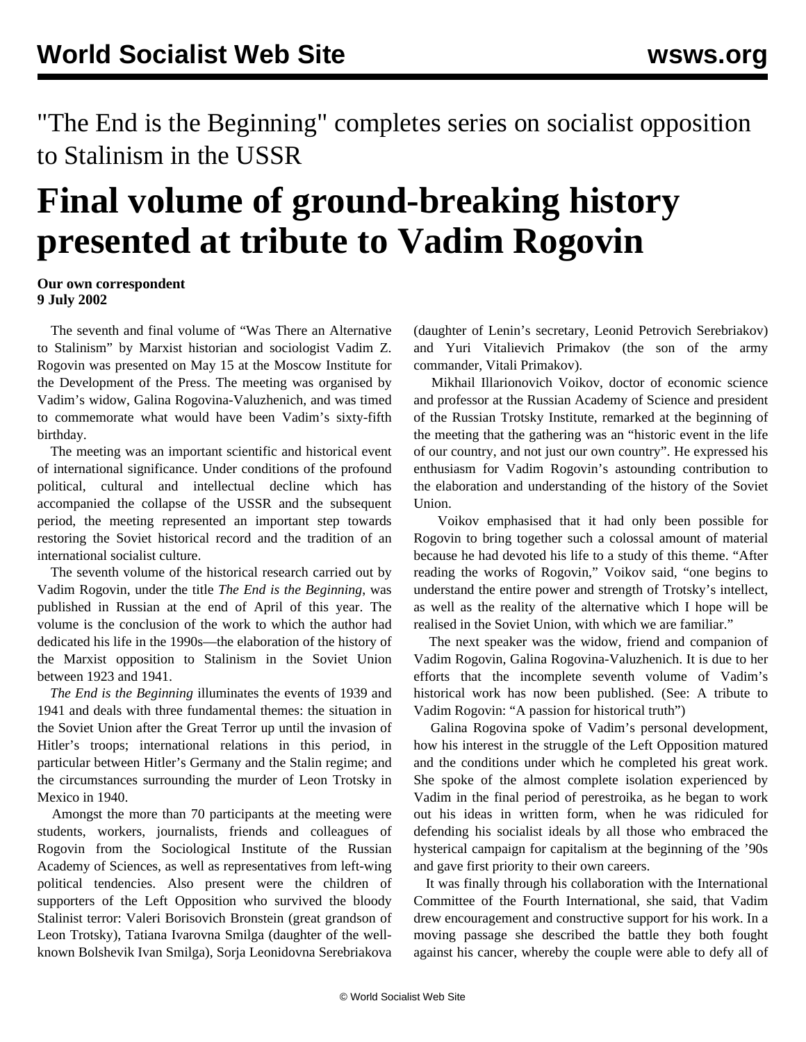"The End is the Beginning" completes series on socialist opposition to Stalinism in the USSR

# Final volume of ground-breaking history presented at tribute to Vadim Rogovin

**Our own correspondent**
**9 July 2002**

The seventh and final volume of "Was There an Alternative to Stalinism" by Marxist historian and sociologist Vadim Z. Rogovin was presented on May 15 at the Moscow Institute for the Development of the Press. The meeting was organised by Vadim's widow, Galina Rogovina-Valuzhenich, and was timed to commemorate what would have been Vadim's sixty-fifth birthday.

The meeting was an important scientific and historical event of international significance. Under conditions of the profound political, cultural and intellectual decline which has accompanied the collapse of the USSR and the subsequent period, the meeting represented an important step towards restoring the Soviet historical record and the tradition of an international socialist culture.

The seventh volume of the historical research carried out by Vadim Rogovin, under the title *The End is the Beginning*, was published in Russian at the end of April of this year. The volume is the conclusion of the work to which the author had dedicated his life in the 1990s—the elaboration of the history of the Marxist opposition to Stalinism in the Soviet Union between 1923 and 1941.

*The End is the Beginning* illuminates the events of 1939 and 1941 and deals with three fundamental themes: the situation in the Soviet Union after the Great Terror up until the invasion of Hitler's troops; international relations in this period, in particular between Hitler's Germany and the Stalin regime; and the circumstances surrounding the murder of Leon Trotsky in Mexico in 1940.

Amongst the more than 70 participants at the meeting were students, workers, journalists, friends and colleagues of Rogovin from the Sociological Institute of the Russian Academy of Sciences, as well as representatives from left-wing political tendencies. Also present were the children of supporters of the Left Opposition who survived the bloody Stalinist terror: Valeri Borisovich Bronstein (great grandson of Leon Trotsky), Tatiana Ivarovna Smilga (daughter of the well-known Bolshevik Ivan Smilga), Sorja Leonidovna Serebriakova (daughter of Lenin's secretary, Leonid Petrovich Serebriakov) and Yuri Vitalievich Primakov (the son of the army commander, Vitali Primakov).

Mikhail Illarionovich Voikov, doctor of economic science and professor at the Russian Academy of Science and president of the Russian Trotsky Institute, remarked at the beginning of the meeting that the gathering was an "historic event in the life of our country, and not just our own country". He expressed his enthusiasm for Vadim Rogovin's astounding contribution to the elaboration and understanding of the history of the Soviet Union.

Voikov emphasised that it had only been possible for Rogovin to bring together such a colossal amount of material because he had devoted his life to a study of this theme. "After reading the works of Rogovin," Voikov said, "one begins to understand the entire power and strength of Trotsky's intellect, as well as the reality of the alternative which I hope will be realised in the Soviet Union, with which we are familiar."

The next speaker was the widow, friend and companion of Vadim Rogovin, Galina Rogovina-Valuzhenich. It is due to her efforts that the incomplete seventh volume of Vadim's historical work has now been published. (See: A tribute to Vadim Rogovin: "A passion for historical truth")

Galina Rogovina spoke of Vadim's personal development, how his interest in the struggle of the Left Opposition matured and the conditions under which he completed his great work. She spoke of the almost complete isolation experienced by Vadim in the final period of perestroika, as he began to work out his ideas in written form, when he was ridiculed for defending his socialist ideals by all those who embraced the hysterical campaign for capitalism at the beginning of the '90s and gave first priority to their own careers.

It was finally through his collaboration with the International Committee of the Fourth International, she said, that Vadim drew encouragement and constructive support for his work. In a moving passage she described the battle they both fought against his cancer, whereby the couple were able to defy all of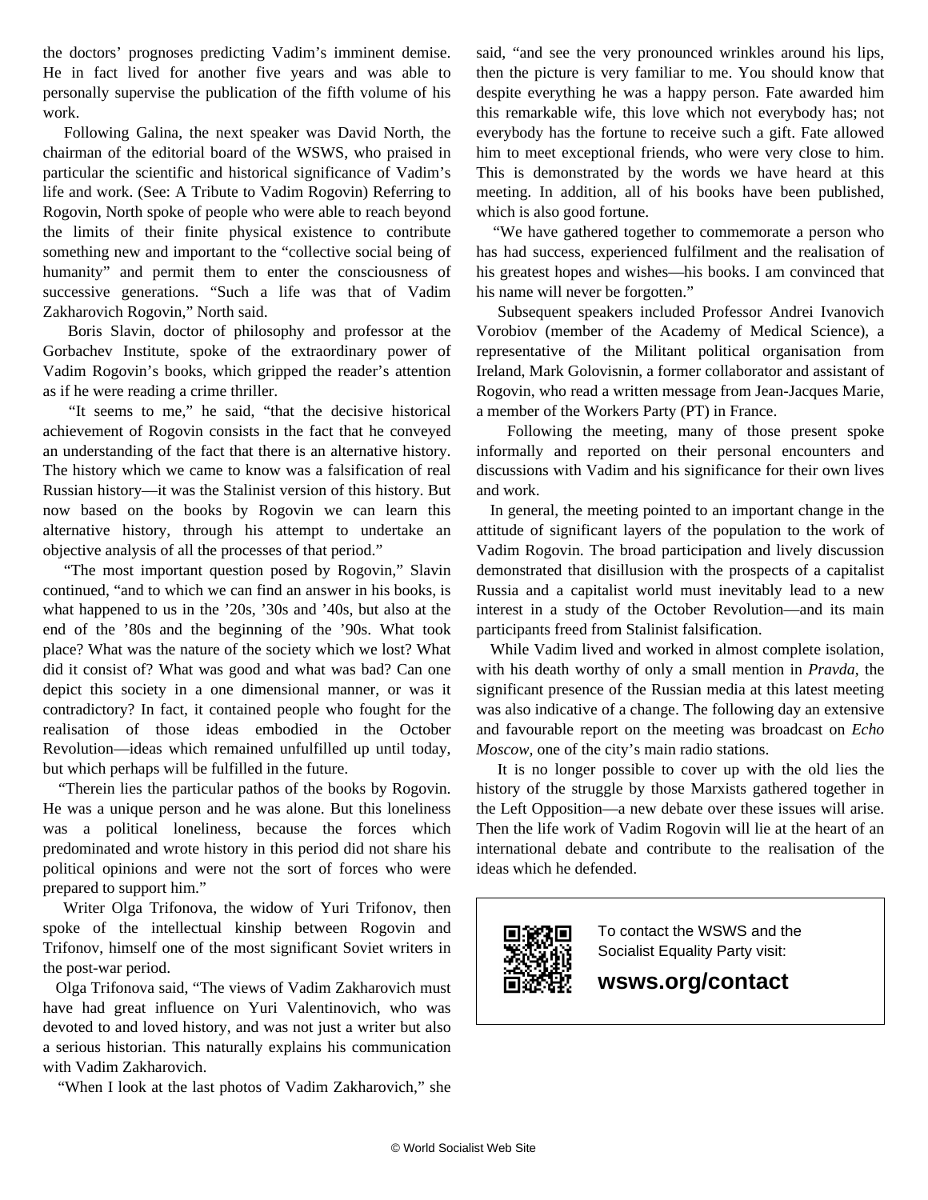the doctors' prognoses predicting Vadim's imminent demise. He in fact lived for another five years and was able to personally supervise the publication of the fifth volume of his work.

Following Galina, the next speaker was David North, the chairman of the editorial board of the WSWS, who praised in particular the scientific and historical significance of Vadim's life and work. (See: A Tribute to Vadim Rogovin) Referring to Rogovin, North spoke of people who were able to reach beyond the limits of their finite physical existence to contribute something new and important to the "collective social being of humanity" and permit them to enter the consciousness of successive generations. "Such a life was that of Vadim Zakharovich Rogovin," North said.

Boris Slavin, doctor of philosophy and professor at the Gorbachev Institute, spoke of the extraordinary power of Vadim Rogovin's books, which gripped the reader's attention as if he were reading a crime thriller.

"It seems to me," he said, "that the decisive historical achievement of Rogovin consists in the fact that he conveyed an understanding of the fact that there is an alternative history. The history which we came to know was a falsification of real Russian history—it was the Stalinist version of this history. But now based on the books by Rogovin we can learn this alternative history, through his attempt to undertake an objective analysis of all the processes of that period."

"The most important question posed by Rogovin," Slavin continued, "and to which we can find an answer in his books, is what happened to us in the '20s, '30s and '40s, but also at the end of the '80s and the beginning of the '90s. What took place? What was the nature of the society which we lost? What did it consist of? What was good and what was bad? Can one depict this society in a one dimensional manner, or was it contradictory? In fact, it contained people who fought for the realisation of those ideas embodied in the October Revolution—ideas which remained unfulfilled up until today, but which perhaps will be fulfilled in the future.

"Therein lies the particular pathos of the books by Rogovin. He was a unique person and he was alone. But this loneliness was a political loneliness, because the forces which predominated and wrote history in this period did not share his political opinions and were not the sort of forces who were prepared to support him."

Writer Olga Trifonova, the widow of Yuri Trifonov, then spoke of the intellectual kinship between Rogovin and Trifonov, himself one of the most significant Soviet writers in the post-war period.

Olga Trifonova said, "The views of Vadim Zakharovich must have had great influence on Yuri Valentinovich, who was devoted to and loved history, and was not just a writer but also a serious historian. This naturally explains his communication with Vadim Zakharovich.

"When I look at the last photos of Vadim Zakharovich," she said, "and see the very pronounced wrinkles around his lips, then the picture is very familiar to me. You should know that despite everything he was a happy person. Fate awarded him this remarkable wife, this love which not everybody has; not everybody has the fortune to receive such a gift. Fate allowed him to meet exceptional friends, who were very close to him. This is demonstrated by the words we have heard at this meeting. In addition, all of his books have been published, which is also good fortune.

"We have gathered together to commemorate a person who has had success, experienced fulfilment and the realisation of his greatest hopes and wishes—his books. I am convinced that his name will never be forgotten."

Subsequent speakers included Professor Andrei Ivanovich Vorobiov (member of the Academy of Medical Science), a representative of the Militant political organisation from Ireland, Mark Golovisnin, a former collaborator and assistant of Rogovin, who read a written message from Jean-Jacques Marie, a member of the Workers Party (PT) in France.

Following the meeting, many of those present spoke informally and reported on their personal encounters and discussions with Vadim and his significance for their own lives and work.

In general, the meeting pointed to an important change in the attitude of significant layers of the population to the work of Vadim Rogovin. The broad participation and lively discussion demonstrated that disillusion with the prospects of a capitalist Russia and a capitalist world must inevitably lead to a new interest in a study of the October Revolution—and its main participants freed from Stalinist falsification.

While Vadim lived and worked in almost complete isolation, with his death worthy of only a small mention in *Pravda*, the significant presence of the Russian media at this latest meeting was also indicative of a change. The following day an extensive and favourable report on the meeting was broadcast on *Echo Moscow,* one of the city's main radio stations.

It is no longer possible to cover up with the old lies the history of the struggle by those Marxists gathered together in the Left Opposition—a new debate over these issues will arise. Then the life work of Vadim Rogovin will lie at the heart of an international debate and contribute to the realisation of the ideas which he defended.

To contact the WSWS and the Socialist Equality Party visit:

**wsws.org/contact**